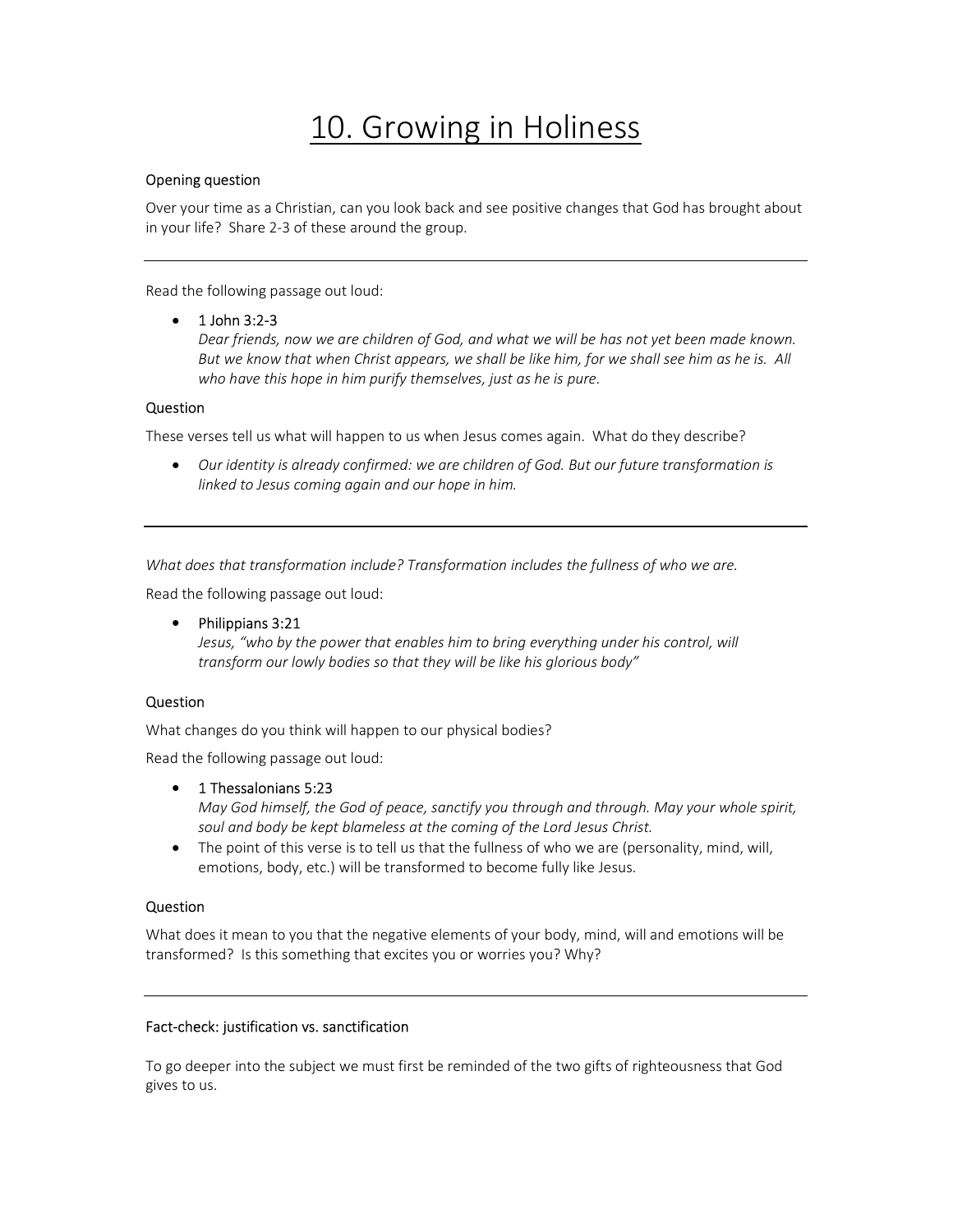# 10. Growing in Holiness

### Opening question

Over your time as a Christian, can you look back and see positive changes that God has brought about in your life? Share 2-3 of these around the group.

---

Read the following passage out loud:

- 1 John 3:2-3
  *Dear friends, now we are children of God, and what we will be has not yet been made known. But we know that when Christ appears, we shall be like him, for we shall see him as he is. All who have this hope in him purify themselves, just as he is pure.*

### Question

These verses tell us what will happen to us when Jesus comes again. What do they describe?

- *Our identity is already confirmed: we are children of God. But our future transformation is linked to Jesus coming again and our hope in him.*

---

*What does that transformation include? Transformation includes the fullness of who we are.*

Read the following passage out loud:

- Philippians 3:21
  *Jesus, "who by the power that enables him to bring everything under his control, will transform our lowly bodies so that they will be like his glorious body"*

### Question

What changes do you think will happen to our physical bodies?

Read the following passage out loud:

- 1 Thessalonians 5:23
  *May God himself, the God of peace, sanctify you through and through. May your whole spirit, soul and body be kept blameless at the coming of the Lord Jesus Christ.*
- The point of this verse is to tell us that the fullness of who we are (personality, mind, will, emotions, body, etc.) will be transformed to become fully like Jesus.

### Question

What does it mean to you that the negative elements of your body, mind, will and emotions will be transformed? Is this something that excites you or worries you? Why?

---

### Fact-check: justification vs. sanctification

To go deeper into the subject we must first be reminded of the two gifts of righteousness that God gives to us.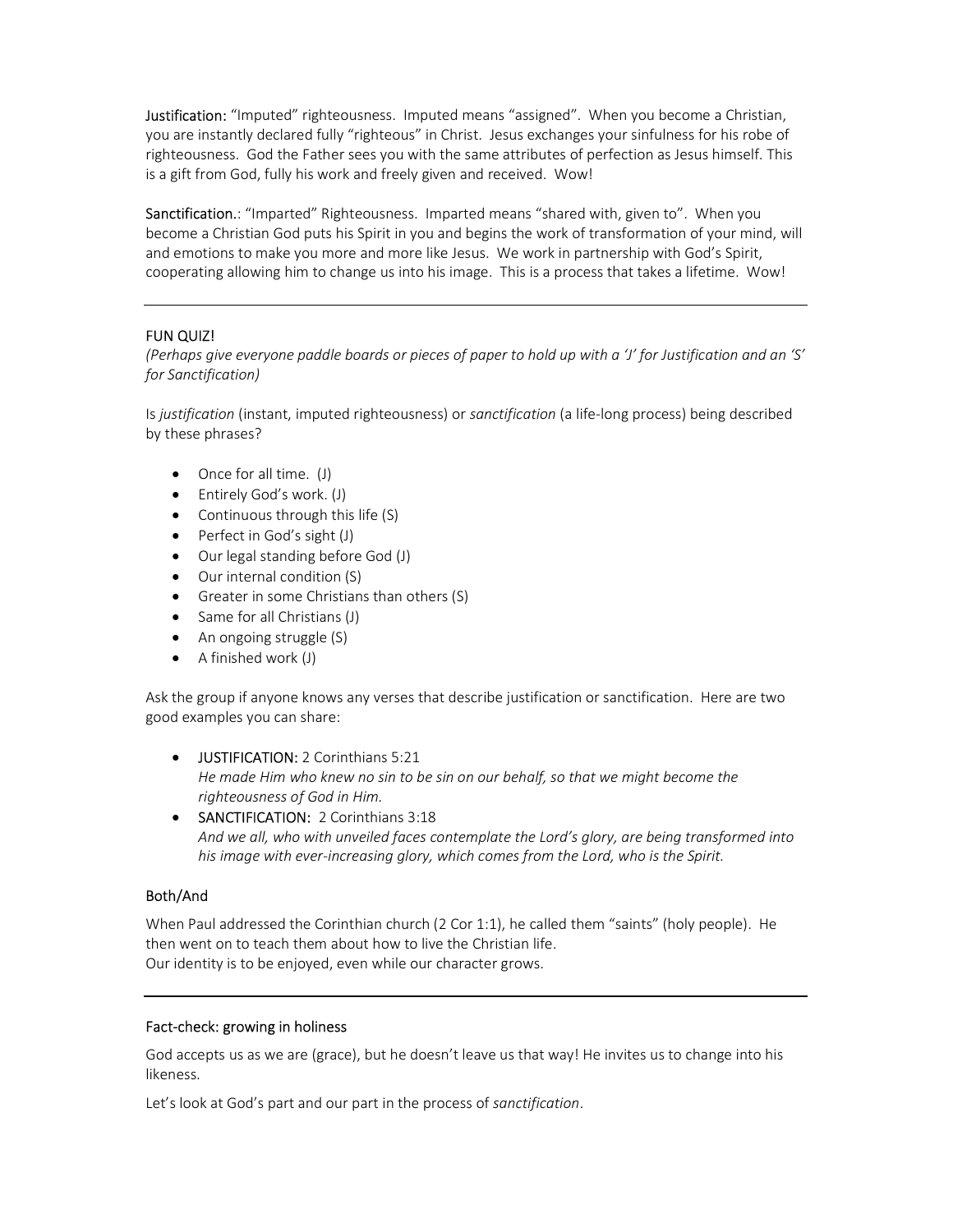**Justification:** "Imputed" righteousness. Imputed means "assigned". When you become a Christian, you are instantly declared fully "righteous" in Christ. Jesus exchanges your sinfulness for his robe of righteousness. God the Father sees you with the same attributes of perfection as Jesus himself. This is a gift from God, fully his work and freely given and received. Wow!

**Sanctification.**: "Imparted" Righteousness. Imparted means "shared with, given to". When you become a Christian God puts his Spirit in you and begins the work of transformation of your mind, will and emotions to make you more and more like Jesus. We work in partnership with God's Spirit, cooperating allowing him to change us into his image. This is a process that takes a lifetime. Wow!

---

FUN QUIZ!

*(Perhaps give everyone paddle boards or pieces of paper to hold up with a 'J' for Justification and an 'S' for Sanctification)*

Is *justification* (instant, imputed righteousness) or *sanctification* (a life-long process) being described by these phrases?

- Once for all time. (J)
- Entirely God's work. (J)
- Continuous through this life (S)
- Perfect in God's sight (J)
- Our legal standing before God (J)
- Our internal condition (S)
- Greater in some Christians than others (S)
- Same for all Christians (J)
- An ongoing struggle (S)
- A finished work (J)

Ask the group if anyone knows any verses that describe justification or sanctification. Here are two good examples you can share:

- **JUSTIFICATION:** 2 Corinthians 5:21
  *He made Him who knew no sin to be sin on our behalf, so that we might become the righteousness of God in Him.*
- **SANCTIFICATION:** 2 Corinthians 3:18
  *And we all, who with unveiled faces contemplate the Lord's glory, are being transformed into his image with ever-increasing glory, which comes from the Lord, who is the Spirit.*

### Both/And

When Paul addressed the Corinthian church (2 Cor 1:1), he called them "saints" (holy people). He then went on to teach them about how to live the Christian life.
Our identity is to be enjoyed, even while our character grows.

---

### Fact-check: growing in holiness

God accepts us as we are (grace), but he doesn't leave us that way! He invites us to change into his likeness.

Let's look at God's part and our part in the process of *sanctification*.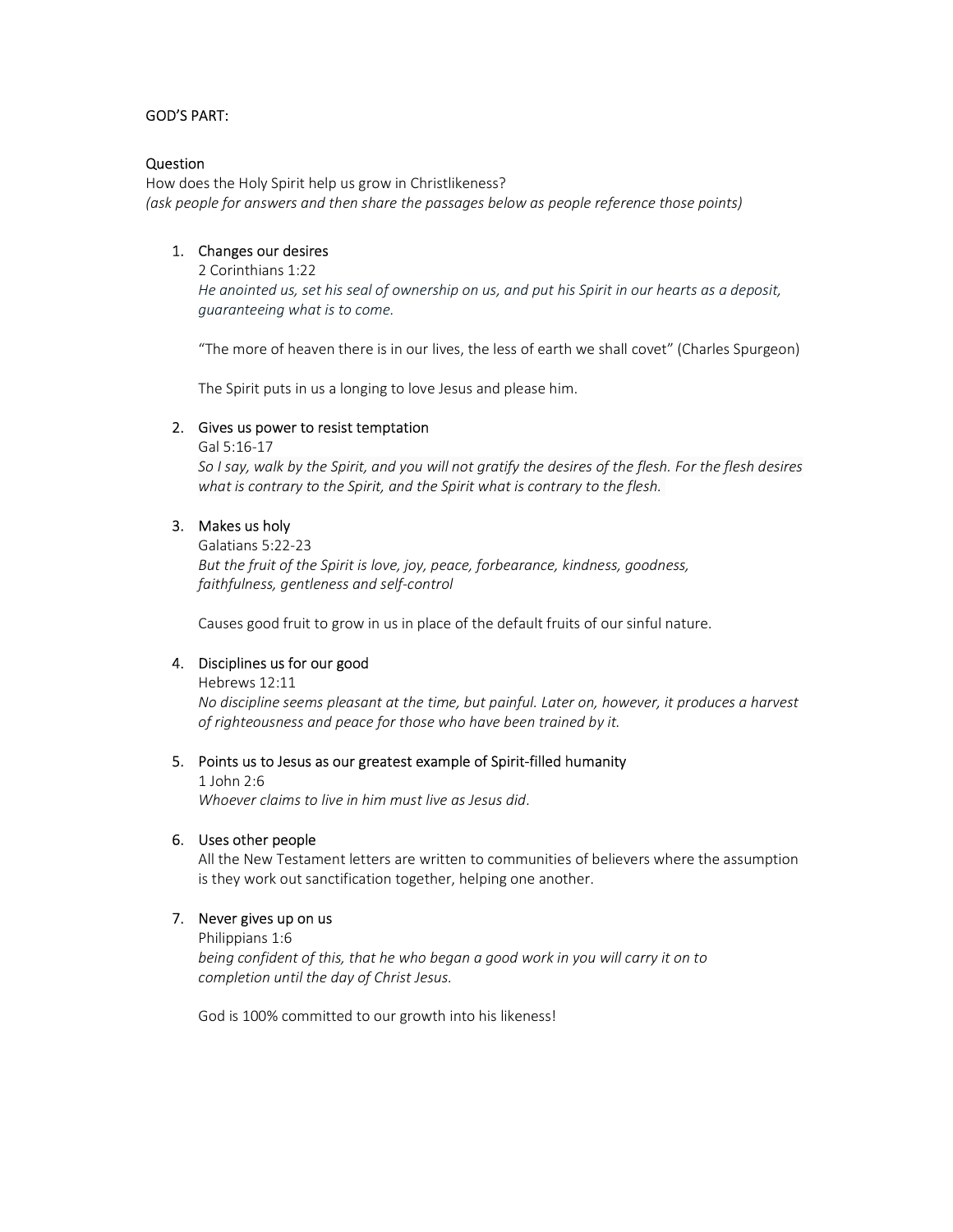GOD'S PART:

Question
How does the Holy Spirit help us grow in Christlikeness?
*(ask people for answers and then share the passages below as people reference those points)*

1. Changes our desires
   2 Corinthians 1:22
   *He anointed us, set his seal of ownership on us, and put his Spirit in our hearts as a deposit, guaranteeing what is to come.*

   "The more of heaven there is in our lives, the less of earth we shall covet" (Charles Spurgeon)

   The Spirit puts in us a longing to love Jesus and please him.

2. Gives us power to resist temptation
   Gal 5:16-17
   *So I say, walk by the Spirit, and you will not gratify the desires of the flesh. For the flesh desires what is contrary to the Spirit, and the Spirit what is contrary to the flesh.*

3. Makes us holy
   Galatians 5:22-23
   *But the fruit of the Spirit is love, joy, peace, forbearance, kindness, goodness, faithfulness, gentleness and self-control*

   Causes good fruit to grow in us in place of the default fruits of our sinful nature.

4. Disciplines us for our good
   Hebrews 12:11
   *No discipline seems pleasant at the time, but painful. Later on, however, it produces a harvest of righteousness and peace for those who have been trained by it.*

5. Points us to Jesus as our greatest example of Spirit-filled humanity
   1 John 2:6
   *Whoever claims to live in him must live as Jesus did.*

6. Uses other people
   All the New Testament letters are written to communities of believers where the assumption is they work out sanctification together, helping one another.

7. Never gives up on us
   Philippians 1:6
   *being confident of this, that he who began a good work in you will carry it on to completion until the day of Christ Jesus.*

   God is 100% committed to our growth into his likeness!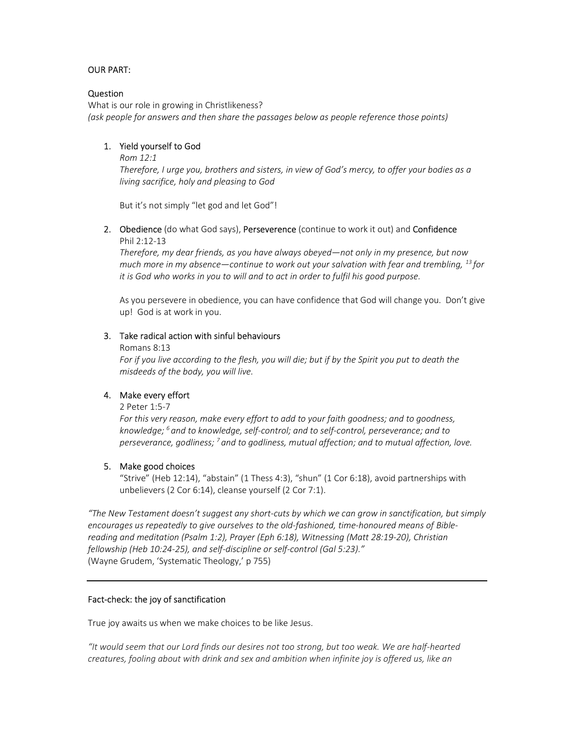OUR PART:

Question

What is our role in growing in Christlikeness?
*(ask people for answers and then share the passages below as people reference those points)*

1. Yield yourself to God

   *Rom 12:1*
   *Therefore, I urge you, brothers and sisters, in view of God's mercy, to offer your bodies as a living sacrifice, holy and pleasing to God*

   But it's not simply "let god and let God"!

2. Obedience (do what God says), Perseverence (continue to work it out) and Confidence

   Phil 2:12-13
   *Therefore, my dear friends, as you have always obeyed—not only in my presence, but now much more in my absence—continue to work out your salvation with fear and trembling, [13] for it is God who works in you to will and to act in order to fulfil his good purpose.*

   As you persevere in obedience, you can have confidence that God will change you. Don't give up! God is at work in you.

3. Take radical action with sinful behaviours

   Romans 8:13
   *For if you live according to the flesh, you will die; but if by the Spirit you put to death the misdeeds of the body, you will live.*

4. Make every effort

   2 Peter 1:5-7
   *For this very reason, make every effort to add to your faith goodness; and to goodness, knowledge; [6] and to knowledge, self-control; and to self-control, perseverance; and to perseverance, godliness; [7] and to godliness, mutual affection; and to mutual affection, love.*

5. Make good choices

   "Strive" (Heb 12:14), "abstain" (1 Thess 4:3), "shun" (1 Cor 6:18), avoid partnerships with unbelievers (2 Cor 6:14), cleanse yourself (2 Cor 7:1).

*"The New Testament doesn't suggest any short-cuts by which we can grow in sanctification, but simply encourages us repeatedly to give ourselves to the old-fashioned, time-honoured means of Bible-reading and meditation (Psalm 1:2), Prayer (Eph 6:18), Witnessing (Matt 28:19-20), Christian fellowship (Heb 10:24-25), and self-discipline or self-control (Gal 5:23)."*
(Wayne Grudem, 'Systematic Theology,' p 755)

---

Fact-check: the joy of sanctification

True joy awaits us when we make choices to be like Jesus.

*"It would seem that our Lord finds our desires not too strong, but too weak. We are half-hearted creatures, fooling about with drink and sex and ambition when infinite joy is offered us, like an*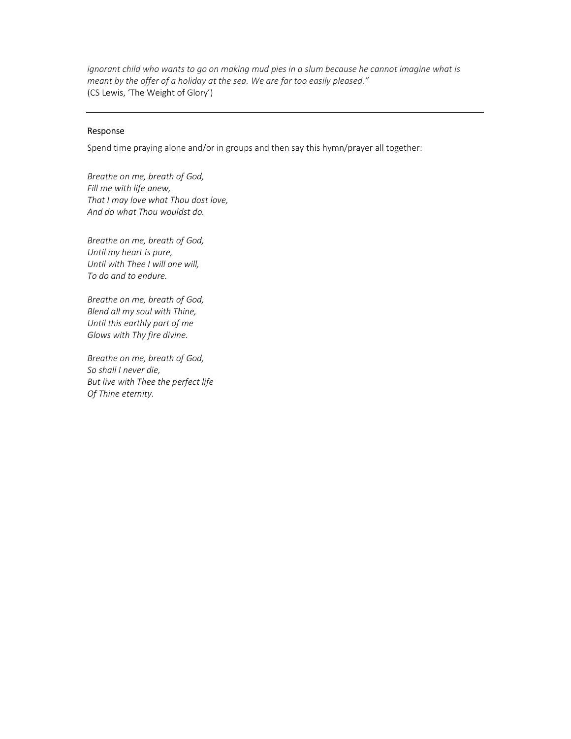*ignorant child who wants to go on making mud pies in a slum because he cannot imagine what is meant by the offer of a holiday at the sea. We are far too easily pleased."*
(CS Lewis, 'The Weight of Glory')

---

### Response

Spend time praying alone and/or in groups and then say this hymn/prayer all together:

*Breathe on me, breath of God,*
*Fill me with life anew,*
*That I may love what Thou dost love,*
*And do what Thou wouldst do.*

*Breathe on me, breath of God,*
*Until my heart is pure,*
*Until with Thee I will one will,*
*To do and to endure.*

*Breathe on me, breath of God,*
*Blend all my soul with Thine,*
*Until this earthly part of me*
*Glows with Thy fire divine.*

*Breathe on me, breath of God,*
*So shall I never die,*
*But live with Thee the perfect life*
*Of Thine eternity.*